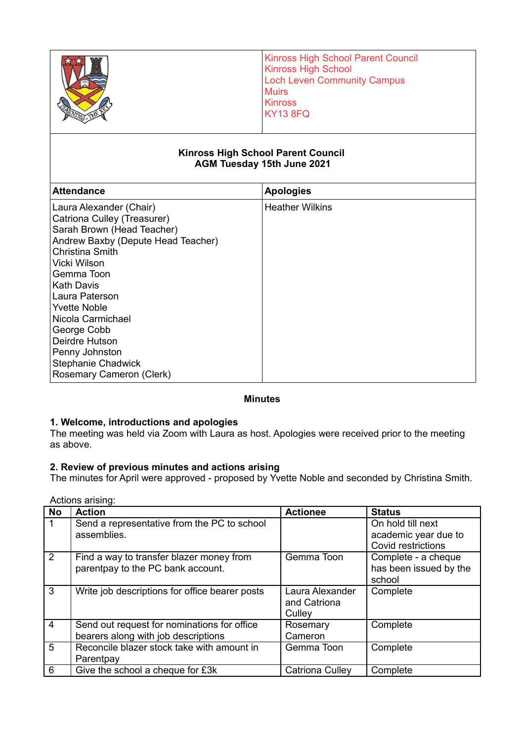Kinross High School Parent Council
Kinross High School
Loch Leven Community Campus
Muirs
Kinross
KY13 8FQ

**Kinross High School Parent Council**
**AGM Tuesday 15th June 2021**

| Attendance | Apologies |
|---|---|
| Laura Alexander (Chair)<br>Catriona Culley (Treasurer)<br>Sarah Brown (Head Teacher)<br>Andrew Baxby (Depute Head Teacher)<br>Christina Smith<br>Vicki Wilson<br>Gemma Toon<br>Kath Davis<br>Laura Paterson<br>Yvette Noble<br>Nicola Carmichael<br>George Cobb<br>Deirdre Hutson<br>Penny Johnston<br>Stephanie Chadwick<br>Rosemary Cameron (Clerk) | Heather Wilkins |

**Minutes**

### 1. Welcome, introductions and apologies

The meeting was held via Zoom with Laura as host. Apologies were received prior to the meeting as above.

### 2. Review of previous minutes and actions arising

The minutes for April were approved - proposed by Yvette Noble and seconded by Christina Smith.

Actions arising:

| No | Action | Actionee | Status |
|---|---|---|---|
| 1 | Send a representative from the PC to school assemblies. | | On hold till next academic year due to Covid restrictions |
| 2 | Find a way to transfer blazer money from parentpay to the PC bank account. | Gemma Toon | Complete - a cheque has been issued by the school |
| 3 | Write job descriptions for office bearer posts | Laura Alexander and Catriona Culley | Complete |
| 4 | Send out request for nominations for office bearers along with job descriptions | Rosemary Cameron | Complete |
| 5 | Reconcile blazer stock take with amount in Parentpay | Gemma Toon | Complete |
| 6 | Give the school a cheque for £3k | Catriona Culley | Complete |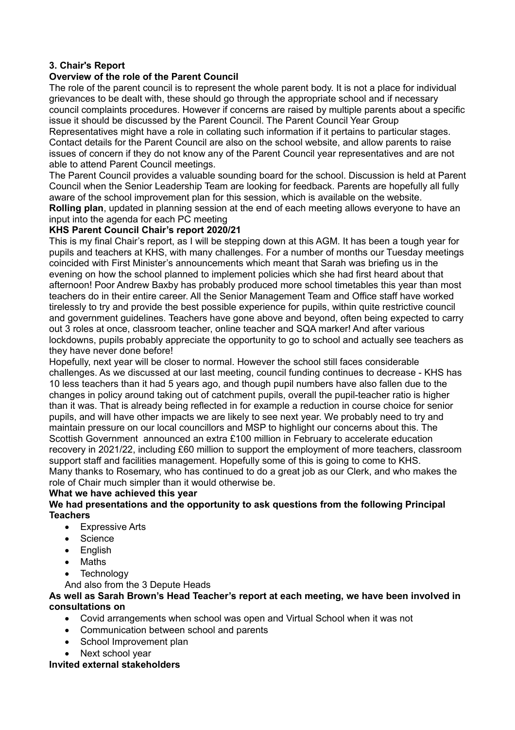### 3. Chair's Report

**Overview of the role of the Parent Council**

The role of the parent council is to represent the whole parent body. It is not a place for individual grievances to be dealt with, these should go through the appropriate school and if necessary council complaints procedures. However if concerns are raised by multiple parents about a specific issue it should be discussed by the Parent Council. The Parent Council Year Group Representatives might have a role in collating such information if it pertains to particular stages. Contact details for the Parent Council are also on the school website, and allow parents to raise issues of concern if they do not know any of the Parent Council year representatives and are not able to attend Parent Council meetings.

The Parent Council provides a valuable sounding board for the school. Discussion is held at Parent Council when the Senior Leadership Team are looking for feedback. Parents are hopefully all fully aware of the school improvement plan for this session, which is available on the website.

**Rolling plan**, updated in planning session at the end of each meeting allows everyone to have an input into the agenda for each PC meeting

**KHS Parent Council Chair's report 2020/21**

This is my final Chair's report, as I will be stepping down at this AGM. It has been a tough year for pupils and teachers at KHS, with many challenges. For a number of months our Tuesday meetings coincided with First Minister's announcements which meant that Sarah was briefing us in the evening on how the school planned to implement policies which she had first heard about that afternoon! Poor Andrew Baxby has probably produced more school timetables this year than most teachers do in their entire career. All the Senior Management Team and Office staff have worked tirelessly to try and provide the best possible experience for pupils, within quite restrictive council and government guidelines. Teachers have gone above and beyond, often being expected to carry out 3 roles at once, classroom teacher, online teacher and SQA marker! And after various lockdowns, pupils probably appreciate the opportunity to go to school and actually see teachers as they have never done before!

Hopefully, next year will be closer to normal. However the school still faces considerable challenges. As we discussed at our last meeting, council funding continues to decrease - KHS has 10 less teachers than it had 5 years ago, and though pupil numbers have also fallen due to the changes in policy around taking out of catchment pupils, overall the pupil-teacher ratio is higher than it was. That is already being reflected in for example a reduction in course choice for senior pupils, and will have other impacts we are likely to see next year. We probably need to try and maintain pressure on our local councillors and MSP to highlight our concerns about this. The Scottish Government announced an extra £100 million in February to accelerate education recovery in 2021/22, including £60 million to support the employment of more teachers, classroom support staff and facilities management. Hopefully some of this is going to come to KHS.

Many thanks to Rosemary, who has continued to do a great job as our Clerk, and who makes the role of Chair much simpler than it would otherwise be.

**What we have achieved this year**

**We had presentations and the opportunity to ask questions from the following Principal Teachers**

- Expressive Arts
- Science
- English
- Maths
- Technology

And also from the 3 Depute Heads

**As well as Sarah Brown's Head Teacher's report at each meeting, we have been involved in consultations on**

- Covid arrangements when school was open and Virtual School when it was not
- Communication between school and parents
- School Improvement plan
- Next school year

**Invited external stakeholders**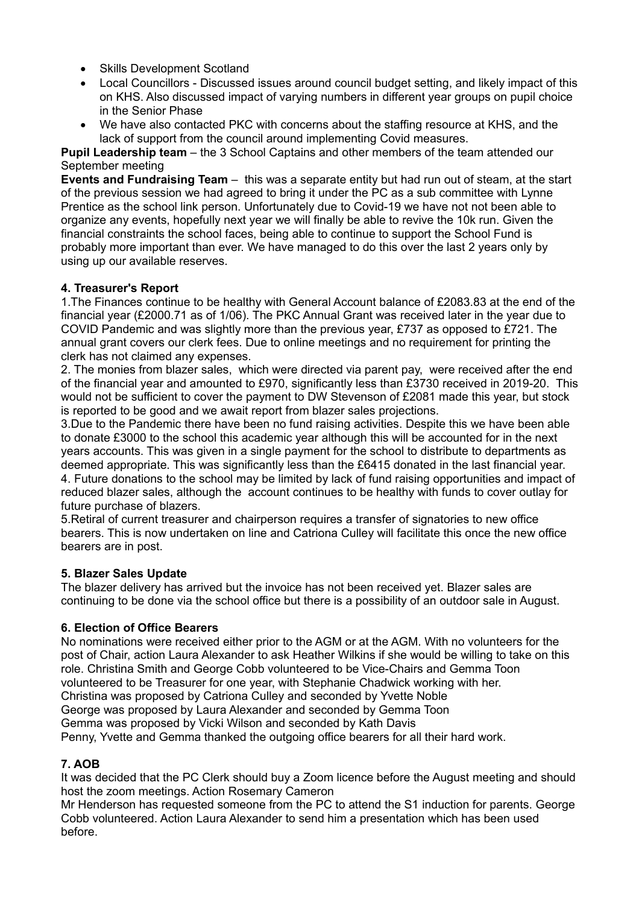- Skills Development Scotland
- Local Councillors - Discussed issues around council budget setting, and likely impact of this on KHS. Also discussed impact of varying numbers in different year groups on pupil choice in the Senior Phase
- We have also contacted PKC with concerns about the staffing resource at KHS, and the lack of support from the council around implementing Covid measures.

**Pupil Leadership team** – the 3 School Captains and other members of the team attended our September meeting

**Events and Fundraising Team** – this was a separate entity but had run out of steam, at the start of the previous session we had agreed to bring it under the PC as a sub committee with Lynne Prentice as the school link person. Unfortunately due to Covid-19 we have not not been able to organize any events, hopefully next year we will finally be able to revive the 10k run. Given the financial constraints the school faces, being able to continue to support the School Fund is probably more important than ever. We have managed to do this over the last 2 years only by using up our available reserves.

**4. Treasurer's Report**

1.The Finances continue to be healthy with General Account balance of £2083.83 at the end of the financial year (£2000.71 as of 1/06). The PKC Annual Grant was received later in the year due to COVID Pandemic and was slightly more than the previous year, £737 as opposed to £721. The annual grant covers our clerk fees. Due to online meetings and no requirement for printing the clerk has not claimed any expenses.

2. The monies from blazer sales, which were directed via parent pay, were received after the end of the financial year and amounted to £970, significantly less than £3730 received in 2019-20. This would not be sufficient to cover the payment to DW Stevenson of £2081 made this year, but stock is reported to be good and we await report from blazer sales projections.

3.Due to the Pandemic there have been no fund raising activities. Despite this we have been able to donate £3000 to the school this academic year although this will be accounted for in the next years accounts. This was given in a single payment for the school to distribute to departments as deemed appropriate. This was significantly less than the £6415 donated in the last financial year.

4. Future donations to the school may be limited by lack of fund raising opportunities and impact of reduced blazer sales, although the account continues to be healthy with funds to cover outlay for future purchase of blazers.

5.Retiral of current treasurer and chairperson requires a transfer of signatories to new office bearers. This is now undertaken on line and Catriona Culley will facilitate this once the new office bearers are in post.

**5. Blazer Sales Update**

The blazer delivery has arrived but the invoice has not been received yet. Blazer sales are continuing to be done via the school office but there is a possibility of an outdoor sale in August.

**6. Election of Office Bearers**

No nominations were received either prior to the AGM or at the AGM. With no volunteers for the post of Chair, action Laura Alexander to ask Heather Wilkins if she would be willing to take on this role. Christina Smith and George Cobb volunteered to be Vice-Chairs and Gemma Toon volunteered to be Treasurer for one year, with Stephanie Chadwick working with her.
Christina was proposed by Catriona Culley and seconded by Yvette Noble
George was proposed by Laura Alexander and seconded by Gemma Toon
Gemma was proposed by Vicki Wilson and seconded by Kath Davis
Penny, Yvette and Gemma thanked the outgoing office bearers for all their hard work.

**7. AOB**

It was decided that the PC Clerk should buy a Zoom licence before the August meeting and should host the zoom meetings. Action Rosemary Cameron
Mr Henderson has requested someone from the PC to attend the S1 induction for parents. George Cobb volunteered. Action Laura Alexander to send him a presentation which has been used before.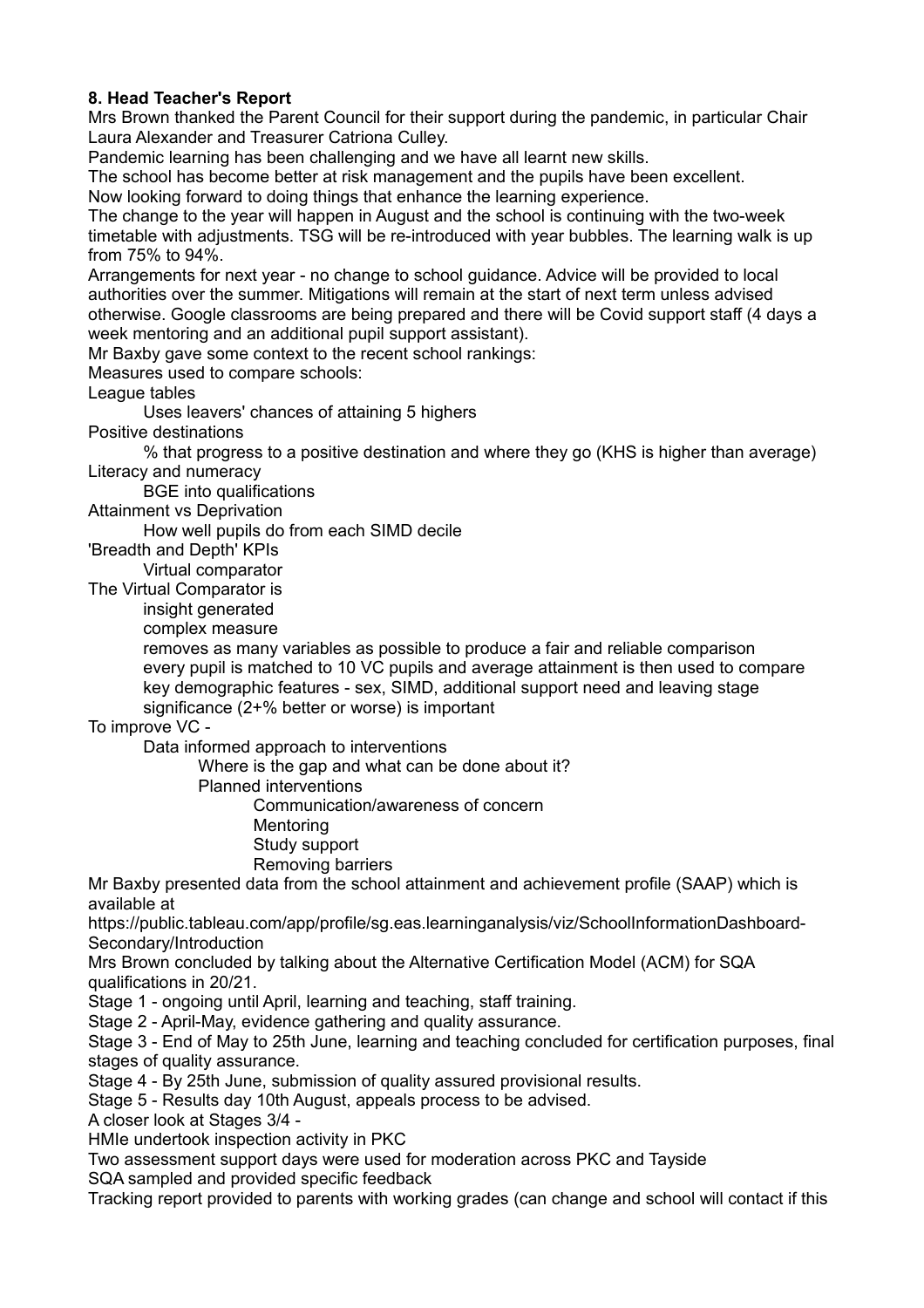**8. Head Teacher's Report**

Mrs Brown thanked the Parent Council for their support during the pandemic, in particular Chair Laura Alexander and Treasurer Catriona Culley.

Pandemic learning has been challenging and we have all learnt new skills.

The school has become better at risk management and the pupils have been excellent.

Now looking forward to doing things that enhance the learning experience.

The change to the year will happen in August and the school is continuing with the two-week timetable with adjustments. TSG will be re-introduced with year bubbles. The learning walk is up from 75% to 94%.

Arrangements for next year - no change to school guidance. Advice will be provided to local authorities over the summer. Mitigations will remain at the start of next term unless advised otherwise. Google classrooms are being prepared and there will be Covid support staff (4 days a week mentoring and an additional pupil support assistant).

Mr Baxby gave some context to the recent school rankings:

Measures used to compare schools:

- League tables
  - Uses leavers' chances of attaining 5 highers
- Positive destinations
  - % that progress to a positive destination and where they go (KHS is higher than average)
- Literacy and numeracy
  - BGE into qualifications
- Attainment vs Deprivation
  - How well pupils do from each SIMD decile
- 'Breadth and Depth' KPIs
  - Virtual comparator
- The Virtual Comparator is
  - insight generated
  - complex measure
  - removes as many variables as possible to produce a fair and reliable comparison
  - every pupil is matched to 10 VC pupils and average attainment is then used to compare key demographic features - sex, SIMD, additional support need and leaving stage
  - significance (2+% better or worse) is important
- To improve VC -
  - Data informed approach to interventions
    - Where is the gap and what can be done about it?
    - Planned interventions
      - Communication/awareness of concern
      - Mentoring
      - Study support
      - Removing barriers

Mr Baxby presented data from the school attainment and achievement profile (SAAP) which is available at https://public.tableau.com/app/profile/sg.eas.learninganalysis/viz/SchoolInformationDashboard-Secondary/Introduction

Mrs Brown concluded by talking about the Alternative Certification Model (ACM) for SQA qualifications in 20/21.

Stage 1 - ongoing until April, learning and teaching, staff training.

Stage 2 - April-May, evidence gathering and quality assurance.

Stage 3 - End of May to 25th June, learning and teaching concluded for certification purposes, final stages of quality assurance.

Stage 4 - By 25th June, submission of quality assured provisional results.

Stage 5 - Results day 10th August, appeals process to be advised.

A closer look at Stages 3/4 -

HMIe undertook inspection activity in PKC

Two assessment support days were used for moderation across PKC and Tayside

SQA sampled and provided specific feedback

Tracking report provided to parents with working grades (can change and school will contact if this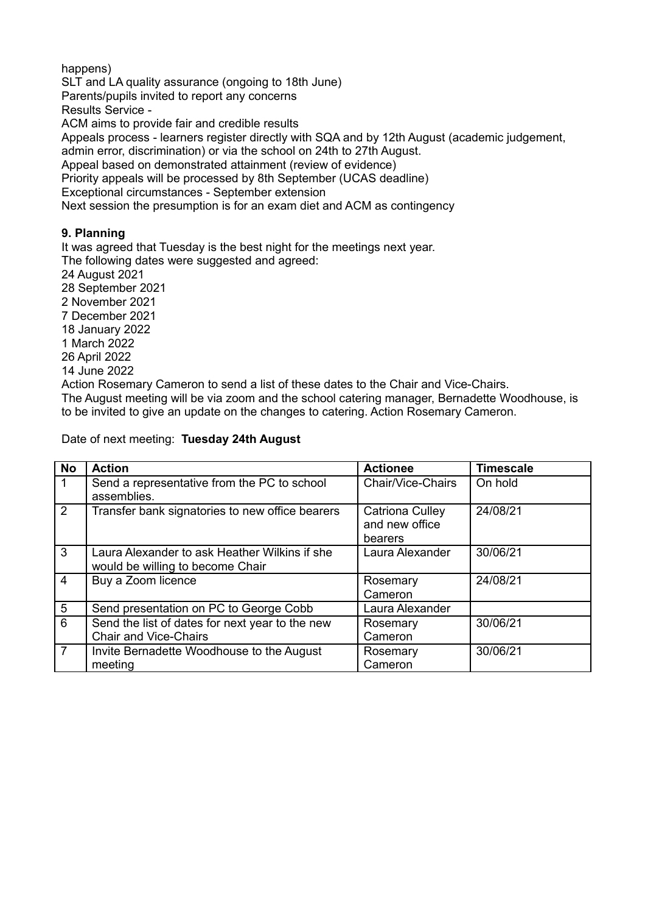happens)
SLT and LA quality assurance (ongoing to 18th June)
Parents/pupils invited to report any concerns
Results Service -
ACM aims to provide fair and credible results
Appeals process - learners register directly with SQA and by 12th August (academic judgement, admin error, discrimination) or via the school on 24th to 27th August.
Appeal based on demonstrated attainment (review of evidence)
Priority appeals will be processed by 8th September (UCAS deadline)
Exceptional circumstances - September extension
Next session the presumption is for an exam diet and ACM as contingency

**9. Planning**

It was agreed that Tuesday is the best night for the meetings next year.
The following dates were suggested and agreed:
24 August 2021
28 September 2021
2 November 2021
7 December 2021
18 January 2022
1 March 2022
26 April 2022
14 June 2022
Action Rosemary Cameron to send a list of these dates to the Chair and Vice-Chairs.
The August meeting will be via zoom and the school catering manager, Bernadette Woodhouse, is to be invited to give an update on the changes to catering. Action Rosemary Cameron.

Date of next meeting: **Tuesday 24th August**

| No | Action | Actionee | Timescale |
|---|---|---|---|
| 1 | Send a representative from the PC to school assemblies. | Chair/Vice-Chairs | On hold |
| 2 | Transfer bank signatories to new office bearers | Catriona Culley and new office bearers | 24/08/21 |
| 3 | Laura Alexander to ask Heather Wilkins if she would be willing to become Chair | Laura Alexander | 30/06/21 |
| 4 | Buy a Zoom licence | Rosemary Cameron | 24/08/21 |
| 5 | Send presentation on PC to George Cobb | Laura Alexander | |
| 6 | Send the list of dates for next year to the new Chair and Vice-Chairs | Rosemary Cameron | 30/06/21 |
| 7 | Invite Bernadette Woodhouse to the August meeting | Rosemary Cameron | 30/06/21 |